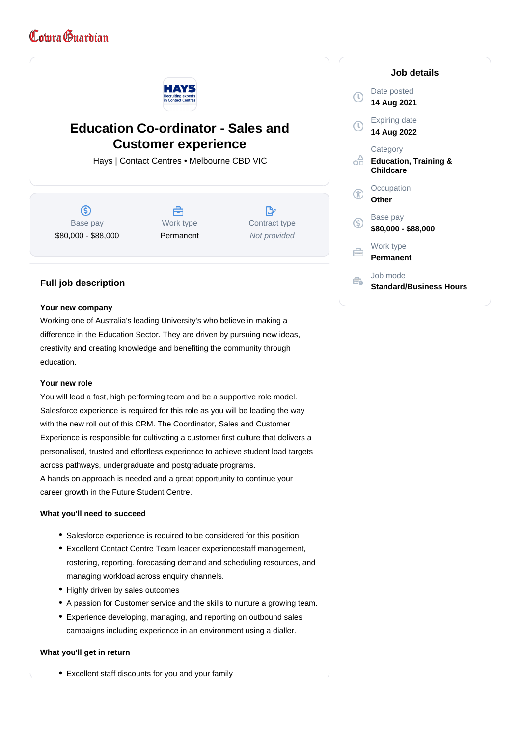Cowra Guardian

# Education Co-ordinator - Sales and Customer experience

Hays | Contact Centres • Melbourne CBD VIC

| Base pay | Work type | Contract type |
| --- | --- | --- |
| $80,000 - $88,000 | Permanent | *Not provided* |

## Job details

Date posted
**14 Aug 2021**

Expiring date
**14 Aug 2022**

Category
**Education, Training & Childcare**

Occupation
**Other**

Base pay
**$80,000 - $88,000**

Work type
**Permanent**

Job mode
**Standard/Business Hours**

## Full job description

**Your new company**

Working one of Australia's leading University's who believe in making a difference in the Education Sector. They are driven by pursuing new ideas, creativity and creating knowledge and benefiting the community through education.

**Your new role**

You will lead a fast, high performing team and be a supportive role model. Salesforce experience is required for this role as you will be leading the way with the new roll out of this CRM. The Coordinator, Sales and Customer Experience is responsible for cultivating a customer first culture that delivers a personalised, trusted and effortless experience to achieve student load targets across pathways, undergraduate and postgraduate programs.
A hands on approach is needed and a great opportunity to continue your career growth in the Future Student Centre.

**What you'll need to succeed**

- Salesforce experience is required to be considered for this position
- Excellent Contact Centre Team leader experiencestaff management, rostering, reporting, forecasting demand and scheduling resources, and managing workload across enquiry channels.
- Highly driven by sales outcomes
- A passion for Customer service and the skills to nurture a growing team.
- Experience developing, managing, and reporting on outbound sales campaigns including experience in an environment using a dialler.

**What you'll get in return**

- Excellent staff discounts for you and your family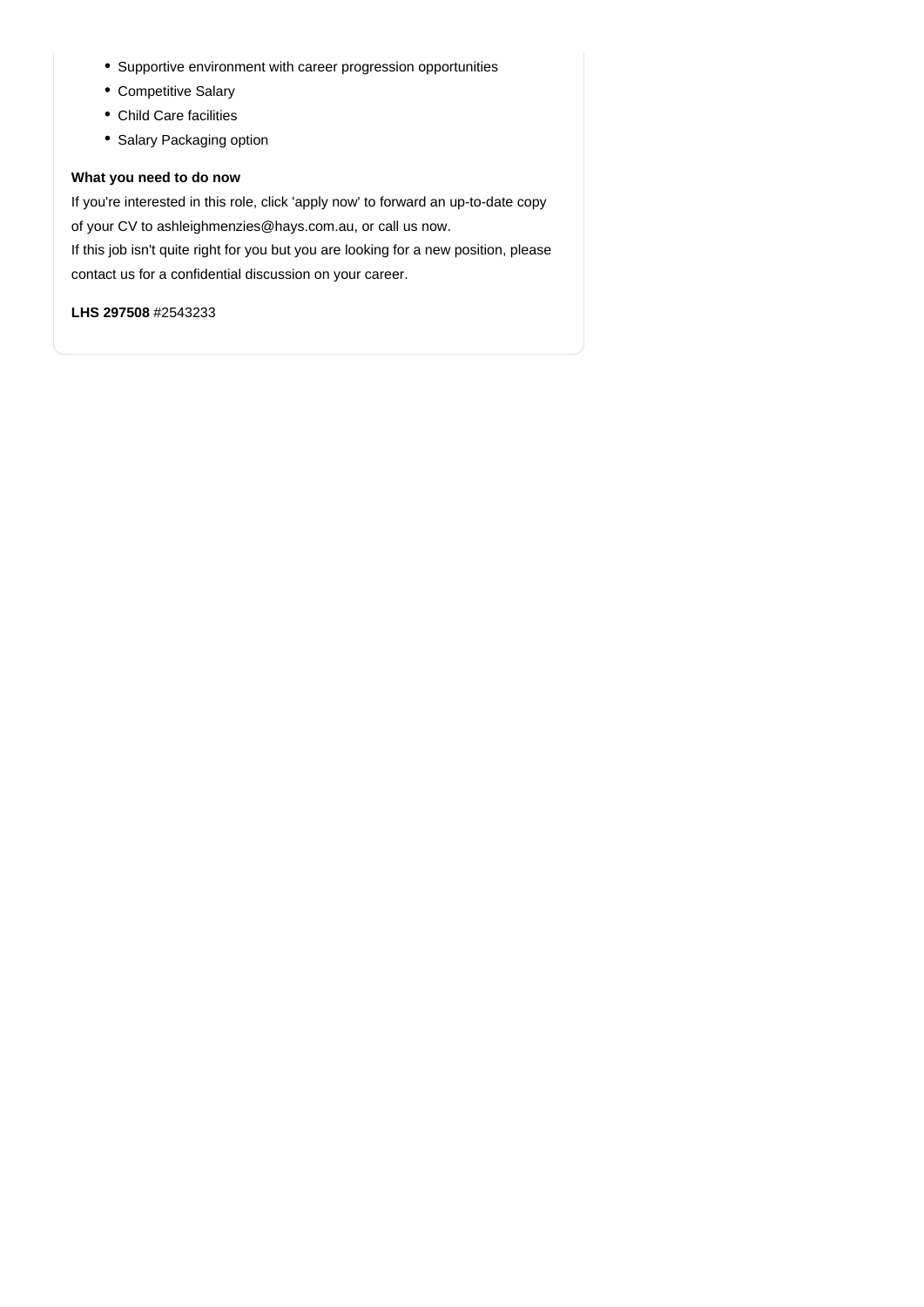- Supportive environment with career progression opportunities
- Competitive Salary
- Child Care facilities
- Salary Packaging option

**What you need to do now**

If you're interested in this role, click 'apply now' to forward an up-to-date copy of your CV to ashleighmenzies@hays.com.au, or call us now.
If this job isn't quite right for you but you are looking for a new position, please contact us for a confidential discussion on your career.

**LHS 297508** #2543233